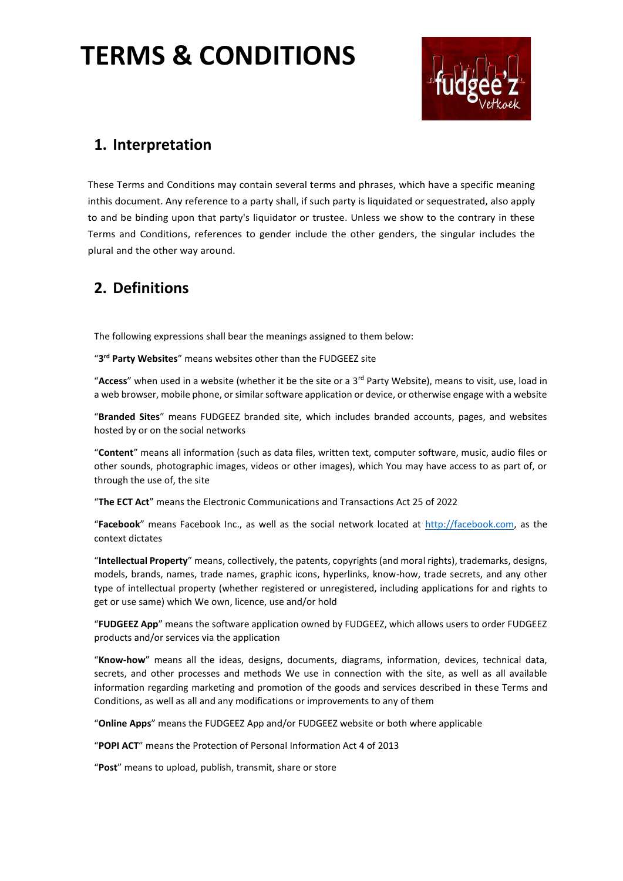# TERMS & CONDITIONS

## 1. Interpretation

These Terms and Conditions may contain several terms and phrases, which have a specific meaning inthis document. Any reference to a party shall, if such party is liquidated or sequestrated, also apply to and be binding upon that party's liquidator or trustee. Unless we show to the contrary in these Terms and Conditions, references to gender include the other genders, the singular includes the plural and the other way around.

## 2. Definitions

The following expressions shall bear the meanings assigned to them below:

"**3rd Party Websites**" means websites other than the FUDGEEZ site

"**Access**" when used in a website (whether it be the site or a 3rd Party Website), means to visit, use, load in a web browser, mobile phone, or similar software application or device, or otherwise engage with a website

"**Branded Sites**" means FUDGEEZ branded site, which includes branded accounts, pages, and websites hosted by or on the social networks

"**Content**" means all information (such as data files, written text, computer software, music, audio files or other sounds, photographic images, videos or other images), which You may have access to as part of, or through the use of, the site

"**The ECT Act**" means the Electronic Communications and Transactions Act 25 of 2022

"**Facebook**" means Facebook Inc., as well as the social network located at http://facebook.com, as the context dictates

"**Intellectual Property**" means, collectively, the patents, copyrights (and moral rights), trademarks, designs, models, brands, names, trade names, graphic icons, hyperlinks, know-how, trade secrets, and any other type of intellectual property (whether registered or unregistered, including applications for and rights to get or use same) which We own, licence, use and/or hold

"**FUDGEEZ App**" means the software application owned by FUDGEEZ, which allows users to order FUDGEEZ products and/or services via the application

"**Know-how**" means all the ideas, designs, documents, diagrams, information, devices, technical data, secrets, and other processes and methods We use in connection with the site, as well as all available information regarding marketing and promotion of the goods and services described in these Terms and Conditions, as well as all and any modifications or improvements to any of them

"**Online Apps**" means the FUDGEEZ App and/or FUDGEEZ website or both where applicable

"**POPI ACT**" means the Protection of Personal Information Act 4 of 2013

"**Post**" means to upload, publish, transmit, share or store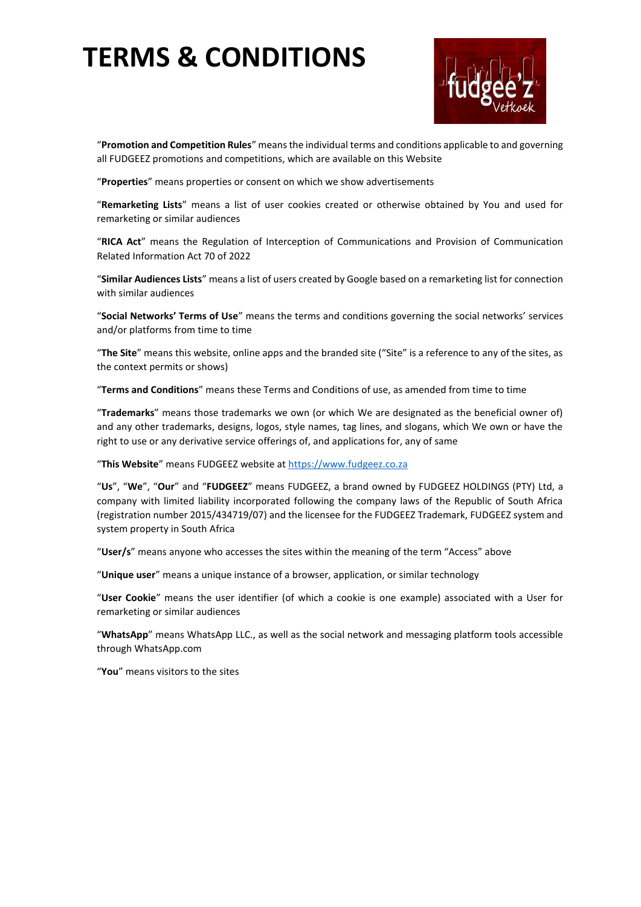# TERMS & CONDITIONS

"**Promotion and Competition Rules**" means the individual terms and conditions applicable to and governing all FUDGEEZ promotions and competitions, which are available on this Website

"**Properties**" means properties or consent on which we show advertisements

"**Remarketing Lists**" means a list of user cookies created or otherwise obtained by You and used for remarketing or similar audiences

"**RICA Act**" means the Regulation of Interception of Communications and Provision of Communication Related Information Act 70 of 2022

"**Similar Audiences Lists**" means a list of users created by Google based on a remarketing list for connection with similar audiences

"**Social Networks' Terms of Use**" means the terms and conditions governing the social networks' services and/or platforms from time to time

"**The Site**" means this website, online apps and the branded site ("Site" is a reference to any of the sites, as the context permits or shows)

"**Terms and Conditions**" means these Terms and Conditions of use, as amended from time to time

"**Trademarks**" means those trademarks we own (or which We are designated as the beneficial owner of) and any other trademarks, designs, logos, style names, tag lines, and slogans, which We own or have the right to use or any derivative service offerings of, and applications for, any of same

"**This Website**" means FUDGEEZ website at [https://www.fudgeez.co.za](https://www.fudgeez.co.za)

"**Us**", "**We**", "**Our**" and "**FUDGEEZ**" means FUDGEEZ, a brand owned by FUDGEEZ HOLDINGS (PTY) Ltd, a company with limited liability incorporated following the company laws of the Republic of South Africa (registration number 2015/434719/07) and the licensee for the FUDGEEZ Trademark, FUDGEEZ system and system property in South Africa

"**User/s**" means anyone who accesses the sites within the meaning of the term "Access" above

"**Unique user**" means a unique instance of a browser, application, or similar technology

"**User Cookie**" means the user identifier (of which a cookie is one example) associated with a User for remarketing or similar audiences

"**WhatsApp**" means WhatsApp LLC., as well as the social network and messaging platform tools accessible through WhatsApp.com

"**You**" means visitors to the sites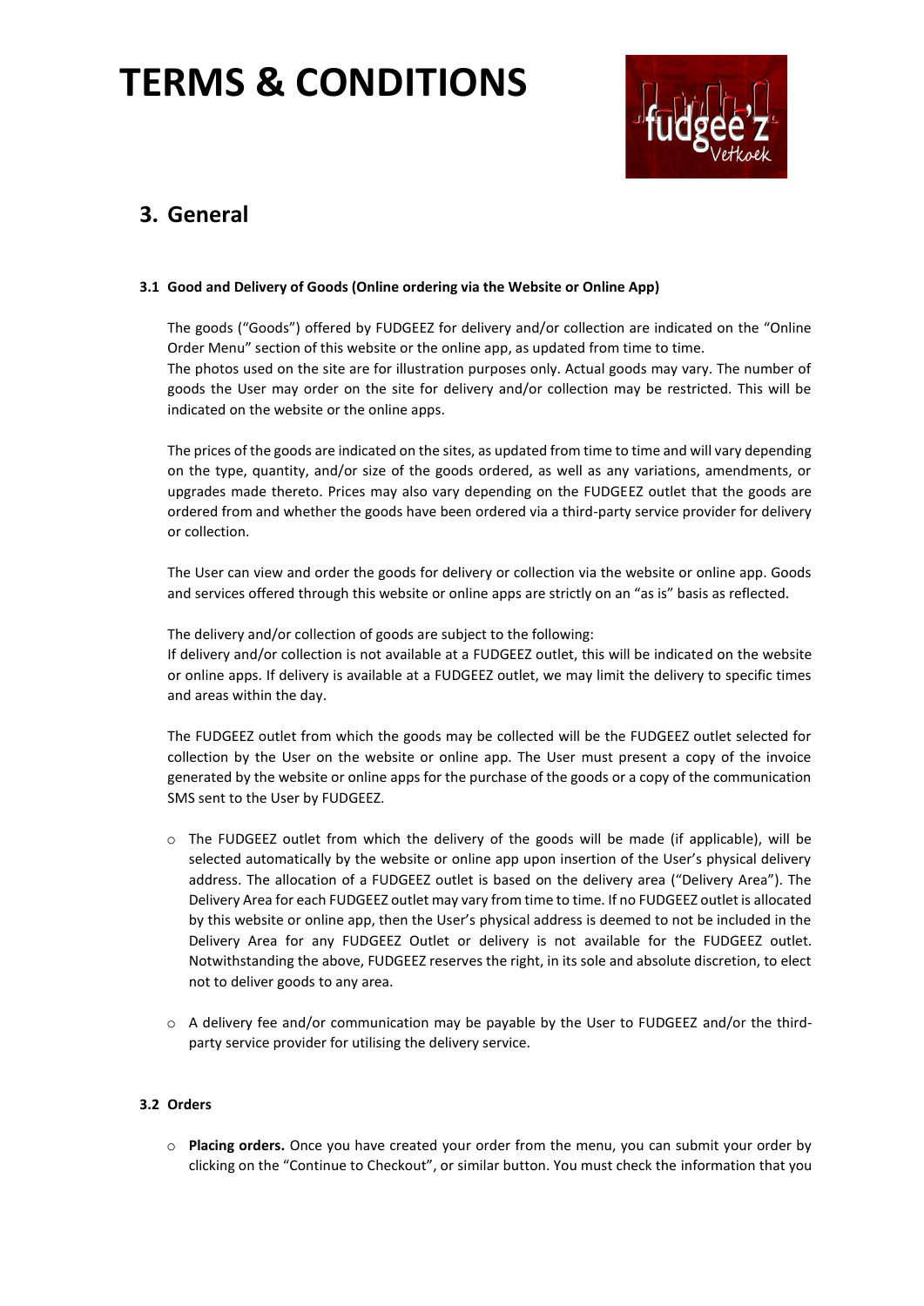# TERMS & CONDITIONS

## 3. General

**3.1 Good and Delivery of Goods (Online ordering via the Website or Online App)**

The goods ("Goods") offered by FUDGEEZ for delivery and/or collection are indicated on the "Online Order Menu" section of this website or the online app, as updated from time to time.
The photos used on the site are for illustration purposes only. Actual goods may vary. The number of goods the User may order on the site for delivery and/or collection may be restricted. This will be indicated on the website or the online apps.

The prices of the goods are indicated on the sites, as updated from time to time and will vary depending on the type, quantity, and/or size of the goods ordered, as well as any variations, amendments, or upgrades made thereto. Prices may also vary depending on the FUDGEEZ outlet that the goods are ordered from and whether the goods have been ordered via a third-party service provider for delivery or collection.

The User can view and order the goods for delivery or collection via the website or online app. Goods and services offered through this website or online apps are strictly on an "as is" basis as reflected.

The delivery and/or collection of goods are subject to the following:
If delivery and/or collection is not available at a FUDGEEZ outlet, this will be indicated on the website or online apps. If delivery is available at a FUDGEEZ outlet, we may limit the delivery to specific times and areas within the day.

The FUDGEEZ outlet from which the goods may be collected will be the FUDGEEZ outlet selected for collection by the User on the website or online app. The User must present a copy of the invoice generated by the website or online apps for the purchase of the goods or a copy of the communication SMS sent to the User by FUDGEEZ.

- The FUDGEEZ outlet from which the delivery of the goods will be made (if applicable), will be selected automatically by the website or online app upon insertion of the User's physical delivery address. The allocation of a FUDGEEZ outlet is based on the delivery area ("Delivery Area"). The Delivery Area for each FUDGEEZ outlet may vary from time to time. If no FUDGEEZ outlet is allocated by this website or online app, then the User's physical address is deemed to not be included in the Delivery Area for any FUDGEEZ Outlet or delivery is not available for the FUDGEEZ outlet. Notwithstanding the above, FUDGEEZ reserves the right, in its sole and absolute discretion, to elect not to deliver goods to any area.

- A delivery fee and/or communication may be payable by the User to FUDGEEZ and/or the third-party service provider for utilising the delivery service.

**3.2 Orders**

- **Placing orders.** Once you have created your order from the menu, you can submit your order by clicking on the "Continue to Checkout", or similar button. You must check the information that you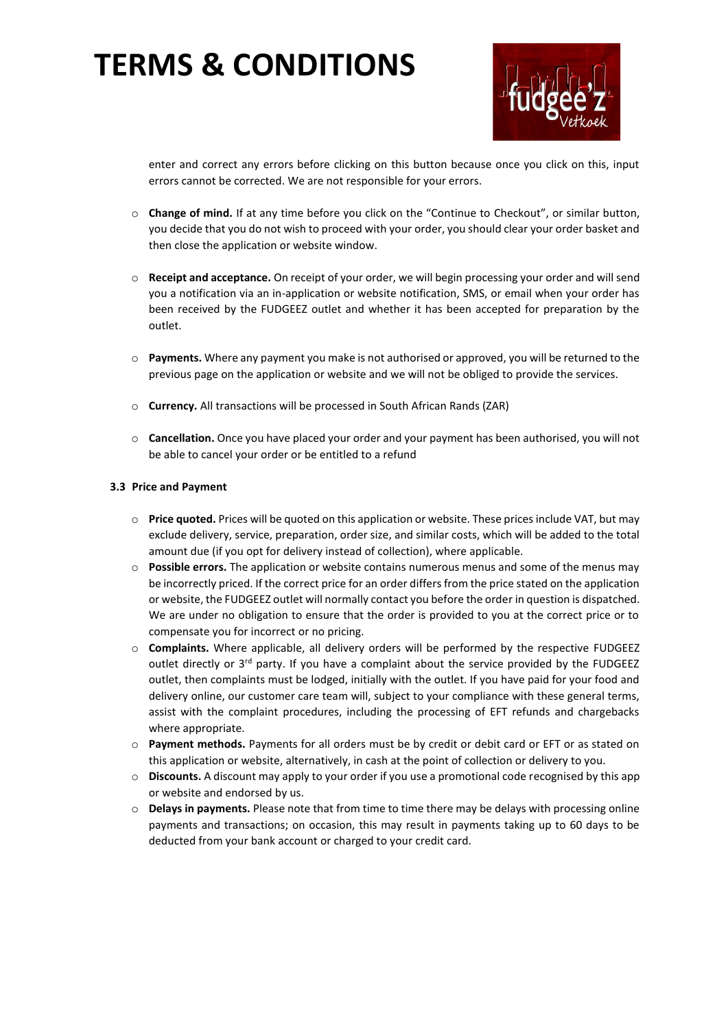enter and correct any errors before clicking on this button because once you click on this, input errors cannot be corrected. We are not responsible for your errors.

- **Change of mind.** If at any time before you click on the "Continue to Checkout", or similar button, you decide that you do not wish to proceed with your order, you should clear your order basket and then close the application or website window.

- **Receipt and acceptance.** On receipt of your order, we will begin processing your order and will send you a notification via an in-application or website notification, SMS, or email when your order has been received by the FUDGEEZ outlet and whether it has been accepted for preparation by the outlet.

- **Payments.** Where any payment you make is not authorised or approved, you will be returned to the previous page on the application or website and we will not be obliged to provide the services.

- **Currency.** All transactions will be processed in South African Rands (ZAR)

- **Cancellation.** Once you have placed your order and your payment has been authorised, you will not be able to cancel your order or be entitled to a refund

**3.3 Price and Payment**

- **Price quoted.** Prices will be quoted on this application or website. These prices include VAT, but may exclude delivery, service, preparation, order size, and similar costs, which will be added to the total amount due (if you opt for delivery instead of collection), where applicable.
- **Possible errors.** The application or website contains numerous menus and some of the menus may be incorrectly priced. If the correct price for an order differs from the price stated on the application or website, the FUDGEEZ outlet will normally contact you before the order in question is dispatched. We are under no obligation to ensure that the order is provided to you at the correct price or to compensate you for incorrect or no pricing.
- **Complaints.** Where applicable, all delivery orders will be performed by the respective FUDGEEZ outlet directly or 3rd party. If you have a complaint about the service provided by the FUDGEEZ outlet, then complaints must be lodged, initially with the outlet. If you have paid for your food and delivery online, our customer care team will, subject to your compliance with these general terms, assist with the complaint procedures, including the processing of EFT refunds and chargebacks where appropriate.
- **Payment methods.** Payments for all orders must be by credit or debit card or EFT or as stated on this application or website, alternatively, in cash at the point of collection or delivery to you.
- **Discounts.** A discount may apply to your order if you use a promotional code recognised by this app or website and endorsed by us.
- **Delays in payments.** Please note that from time to time there may be delays with processing online payments and transactions; on occasion, this may result in payments taking up to 60 days to be deducted from your bank account or charged to your credit card.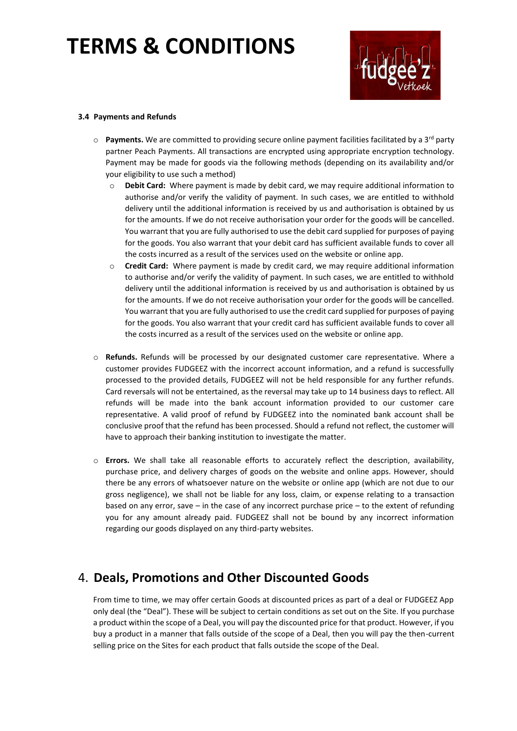# TERMS & CONDITIONS

### 3.4 Payments and Refunds

- **Payments.** We are committed to providing secure online payment facilities facilitated by a 3rd party partner Peach Payments. All transactions are encrypted using appropriate encryption technology. Payment may be made for goods via the following methods (depending on its availability and/or your eligibility to use such a method)
  - **Debit Card:** Where payment is made by debit card, we may require additional information to authorise and/or verify the validity of payment. In such cases, we are entitled to withhold delivery until the additional information is received by us and authorisation is obtained by us for the amounts. If we do not receive authorisation your order for the goods will be cancelled. You warrant that you are fully authorised to use the debit card supplied for purposes of paying for the goods. You also warrant that your debit card has sufficient available funds to cover all the costs incurred as a result of the services used on the website or online app.
  - **Credit Card:** Where payment is made by credit card, we may require additional information to authorise and/or verify the validity of payment. In such cases, we are entitled to withhold delivery until the additional information is received by us and authorisation is obtained by us for the amounts. If we do not receive authorisation your order for the goods will be cancelled. You warrant that you are fully authorised to use the credit card supplied for purposes of paying for the goods. You also warrant that your credit card has sufficient available funds to cover all the costs incurred as a result of the services used on the website or online app.

- **Refunds.** Refunds will be processed by our designated customer care representative. Where a customer provides FUDGEEZ with the incorrect account information, and a refund is successfully processed to the provided details, FUDGEEZ will not be held responsible for any further refunds. Card reversals will not be entertained, as the reversal may take up to 14 business days to reflect. All refunds will be made into the bank account information provided to our customer care representative. A valid proof of refund by FUDGEEZ into the nominated bank account shall be conclusive proof that the refund has been processed. Should a refund not reflect, the customer will have to approach their banking institution to investigate the matter.

- **Errors.** We shall take all reasonable efforts to accurately reflect the description, availability, purchase price, and delivery charges of goods on the website and online apps. However, should there be any errors of whatsoever nature on the website or online app (which are not due to our gross negligence), we shall not be liable for any loss, claim, or expense relating to a transaction based on any error, save – in the case of any incorrect purchase price – to the extent of refunding you for any amount already paid. FUDGEEZ shall not be bound by any incorrect information regarding our goods displayed on any third-party websites.

## 4. Deals, Promotions and Other Discounted Goods

From time to time, we may offer certain Goods at discounted prices as part of a deal or FUDGEEZ App only deal (the "Deal"). These will be subject to certain conditions as set out on the Site. If you purchase a product within the scope of a Deal, you will pay the discounted price for that product. However, if you buy a product in a manner that falls outside of the scope of a Deal, then you will pay the then-current selling price on the Sites for each product that falls outside the scope of the Deal.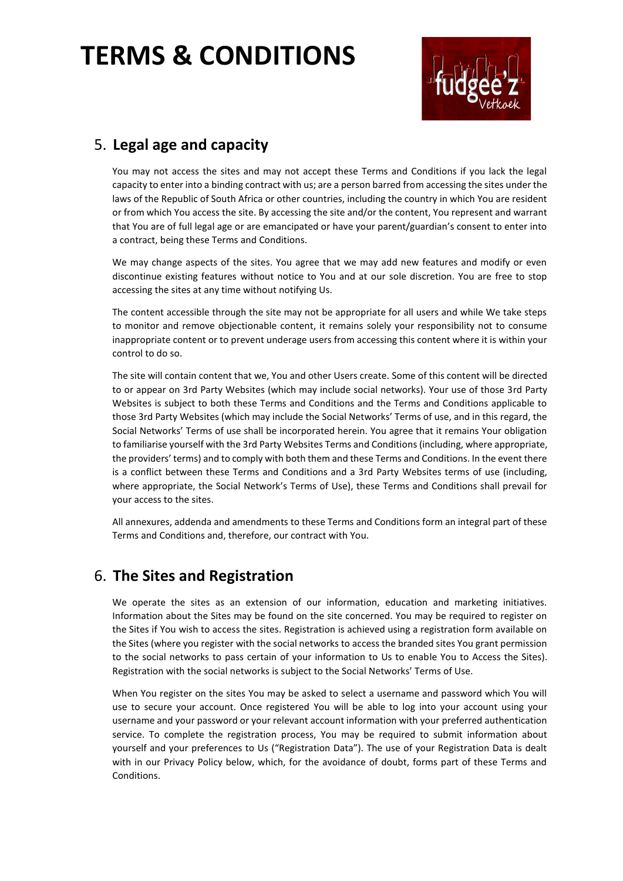# TERMS & CONDITIONS

## 5. **Legal age and capacity**

You may not access the sites and may not accept these Terms and Conditions if you lack the legal capacity to enter into a binding contract with us; are a person barred from accessing the sites under the laws of the Republic of South Africa or other countries, including the country in which You are resident or from which You access the site. By accessing the site and/or the content, You represent and warrant that You are of full legal age or are emancipated or have your parent/guardian's consent to enter into a contract, being these Terms and Conditions.

We may change aspects of the sites. You agree that we may add new features and modify or even discontinue existing features without notice to You and at our sole discretion. You are free to stop accessing the sites at any time without notifying Us.

The content accessible through the site may not be appropriate for all users and while We take steps to monitor and remove objectionable content, it remains solely your responsibility not to consume inappropriate content or to prevent underage users from accessing this content where it is within your control to do so.

The site will contain content that we, You and other Users create. Some of this content will be directed to or appear on 3rd Party Websites (which may include social networks). Your use of those 3rd Party Websites is subject to both these Terms and Conditions and the Terms and Conditions applicable to those 3rd Party Websites (which may include the Social Networks' Terms of use, and in this regard, the Social Networks' Terms of use shall be incorporated herein. You agree that it remains Your obligation to familiarise yourself with the 3rd Party Websites Terms and Conditions (including, where appropriate, the providers' terms) and to comply with both them and these Terms and Conditions. In the event there is a conflict between these Terms and Conditions and a 3rd Party Websites terms of use (including, where appropriate, the Social Network's Terms of Use), these Terms and Conditions shall prevail for your access to the sites.

All annexures, addenda and amendments to these Terms and Conditions form an integral part of these Terms and Conditions and, therefore, our contract with You.

## 6. **The Sites and Registration**

We operate the sites as an extension of our information, education and marketing initiatives. Information about the Sites may be found on the site concerned. You may be required to register on the Sites if You wish to access the sites. Registration is achieved using a registration form available on the Sites (where you register with the social networks to access the branded sites You grant permission to the social networks to pass certain of your information to Us to enable You to Access the Sites). Registration with the social networks is subject to the Social Networks' Terms of Use.

When You register on the sites You may be asked to select a username and password which You will use to secure your account. Once registered You will be able to log into your account using your username and your password or your relevant account information with your preferred authentication service. To complete the registration process, You may be required to submit information about yourself and your preferences to Us ("Registration Data"). The use of your Registration Data is dealt with in our Privacy Policy below, which, for the avoidance of doubt, forms part of these Terms and Conditions.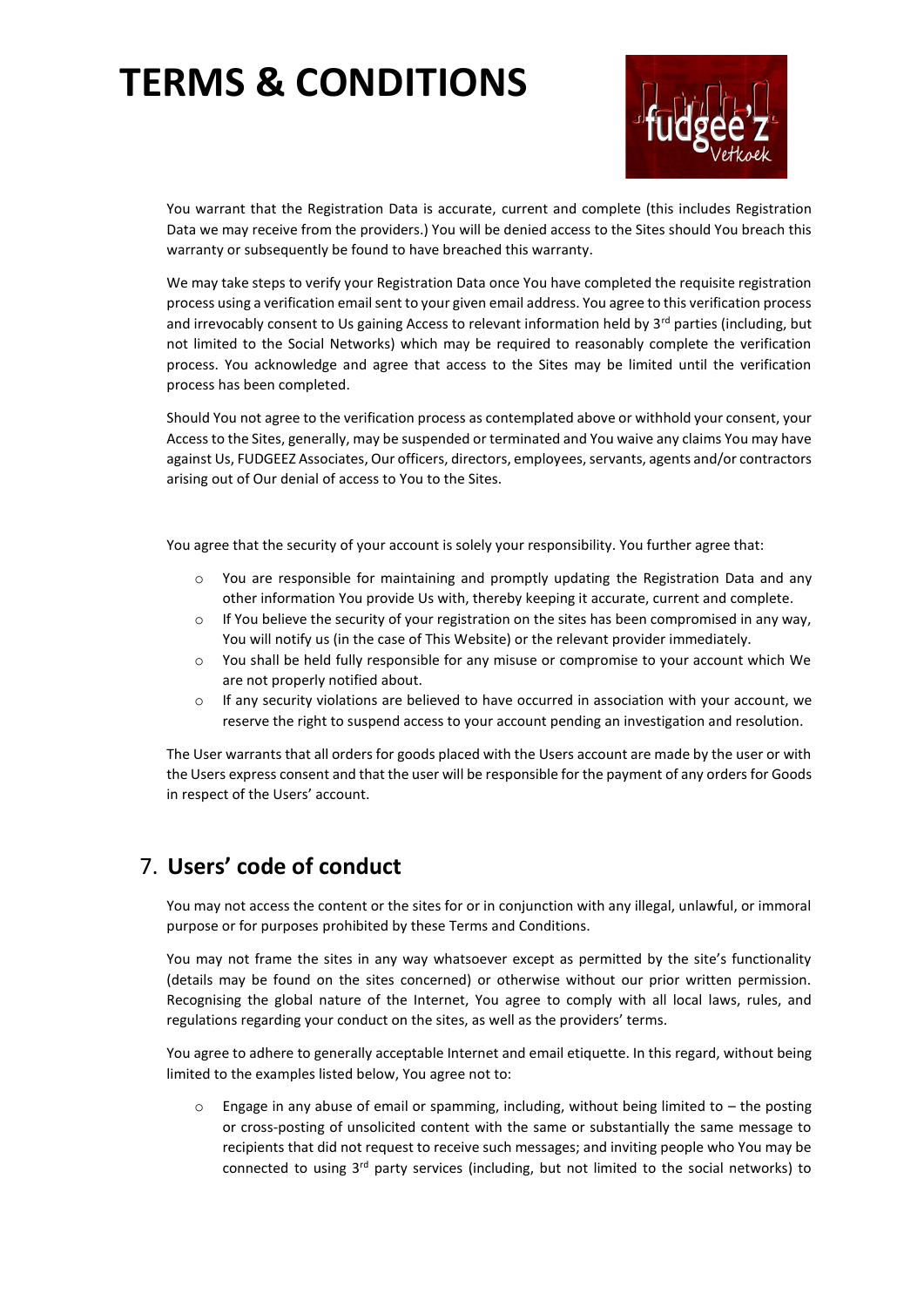You warrant that the Registration Data is accurate, current and complete (this includes Registration Data we may receive from the providers.) You will be denied access to the Sites should You breach this warranty or subsequently be found to have breached this warranty.

We may take steps to verify your Registration Data once You have completed the requisite registration process using a verification email sent to your given email address. You agree to this verification process and irrevocably consent to Us gaining Access to relevant information held by 3rd parties (including, but not limited to the Social Networks) which may be required to reasonably complete the verification process. You acknowledge and agree that access to the Sites may be limited until the verification process has been completed.

Should You not agree to the verification process as contemplated above or withhold your consent, your Access to the Sites, generally, may be suspended or terminated and You waive any claims You may have against Us, FUDGEEZ Associates, Our officers, directors, employees, servants, agents and/or contractors arising out of Our denial of access to You to the Sites.

You agree that the security of your account is solely your responsibility. You further agree that:

- You are responsible for maintaining and promptly updating the Registration Data and any other information You provide Us with, thereby keeping it accurate, current and complete.
- If You believe the security of your registration on the sites has been compromised in any way, You will notify us (in the case of This Website) or the relevant provider immediately.
- You shall be held fully responsible for any misuse or compromise to your account which We are not properly notified about.
- If any security violations are believed to have occurred in association with your account, we reserve the right to suspend access to your account pending an investigation and resolution.

The User warrants that all orders for goods placed with the Users account are made by the user or with the Users express consent and that the user will be responsible for the payment of any orders for Goods in respect of the Users' account.

## 7. **Users' code of conduct**

You may not access the content or the sites for or in conjunction with any illegal, unlawful, or immoral purpose or for purposes prohibited by these Terms and Conditions.

You may not frame the sites in any way whatsoever except as permitted by the site's functionality (details may be found on the sites concerned) or otherwise without our prior written permission. Recognising the global nature of the Internet, You agree to comply with all local laws, rules, and regulations regarding your conduct on the sites, as well as the providers' terms.

You agree to adhere to generally acceptable Internet and email etiquette. In this regard, without being limited to the examples listed below, You agree not to:

- Engage in any abuse of email or spamming, including, without being limited to – the posting or cross-posting of unsolicited content with the same or substantially the same message to recipients that did not request to receive such messages; and inviting people who You may be connected to using 3rd party services (including, but not limited to the social networks) to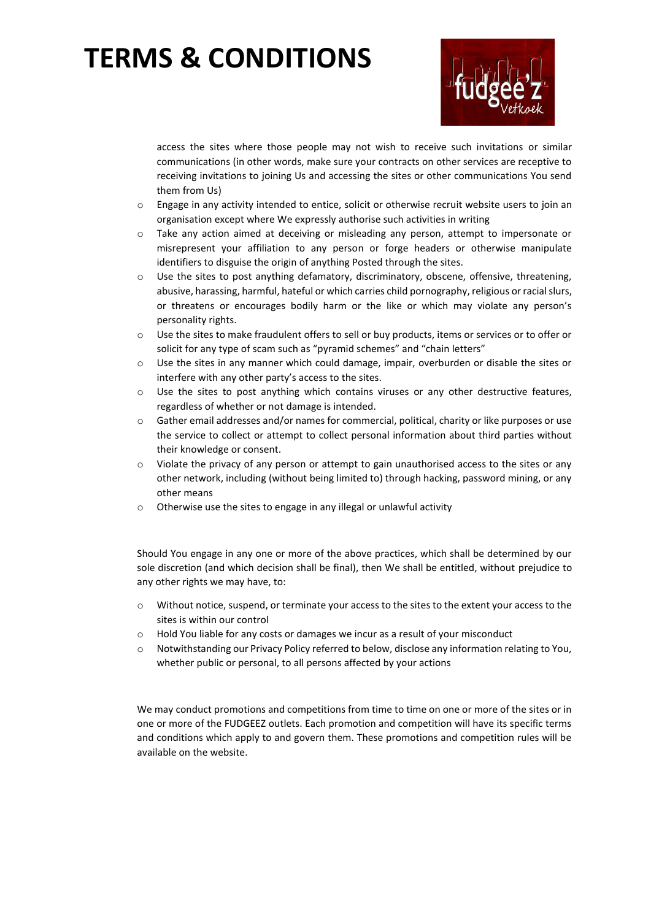access the sites where those people may not wish to receive such invitations or similar communications (in other words, make sure your contracts on other services are receptive to receiving invitations to joining Us and accessing the sites or other communications You send them from Us)

- Engage in any activity intended to entice, solicit or otherwise recruit website users to join an organisation except where We expressly authorise such activities in writing
- Take any action aimed at deceiving or misleading any person, attempt to impersonate or misrepresent your affiliation to any person or forge headers or otherwise manipulate identifiers to disguise the origin of anything Posted through the sites.
- Use the sites to post anything defamatory, discriminatory, obscene, offensive, threatening, abusive, harassing, harmful, hateful or which carries child pornography, religious or racial slurs, or threatens or encourages bodily harm or the like or which may violate any person's personality rights.
- Use the sites to make fraudulent offers to sell or buy products, items or services or to offer or solicit for any type of scam such as "pyramid schemes" and "chain letters"
- Use the sites in any manner which could damage, impair, overburden or disable the sites or interfere with any other party's access to the sites.
- Use the sites to post anything which contains viruses or any other destructive features, regardless of whether or not damage is intended.
- Gather email addresses and/or names for commercial, political, charity or like purposes or use the service to collect or attempt to collect personal information about third parties without their knowledge or consent.
- Violate the privacy of any person or attempt to gain unauthorised access to the sites or any other network, including (without being limited to) through hacking, password mining, or any other means
- Otherwise use the sites to engage in any illegal or unlawful activity

Should You engage in any one or more of the above practices, which shall be determined by our sole discretion (and which decision shall be final), then We shall be entitled, without prejudice to any other rights we may have, to:

- Without notice, suspend, or terminate your access to the sites to the extent your access to the sites is within our control
- Hold You liable for any costs or damages we incur as a result of your misconduct
- Notwithstanding our Privacy Policy referred to below, disclose any information relating to You, whether public or personal, to all persons affected by your actions

We may conduct promotions and competitions from time to time on one or more of the sites or in one or more of the FUDGEEZ outlets. Each promotion and competition will have its specific terms and conditions which apply to and govern them. These promotions and competition rules will be available on the website.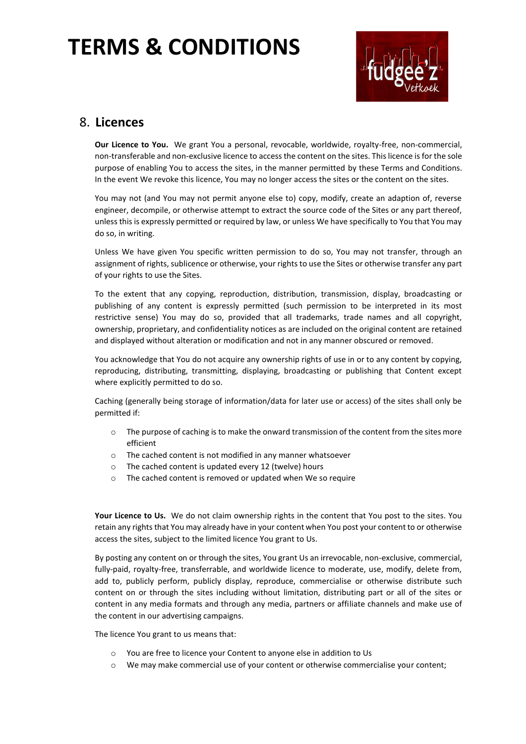# TERMS & CONDITIONS

## 8. **Licences**

**Our Licence to You.** We grant You a personal, revocable, worldwide, royalty-free, non-commercial, non-transferable and non-exclusive licence to access the content on the sites. This licence is for the sole purpose of enabling You to access the sites, in the manner permitted by these Terms and Conditions. In the event We revoke this licence, You may no longer access the sites or the content on the sites.

You may not (and You may not permit anyone else to) copy, modify, create an adaption of, reverse engineer, decompile, or otherwise attempt to extract the source code of the Sites or any part thereof, unless this is expressly permitted or required by law, or unless We have specifically to You that You may do so, in writing.

Unless We have given You specific written permission to do so, You may not transfer, through an assignment of rights, sublicence or otherwise, your rights to use the Sites or otherwise transfer any part of your rights to use the Sites.

To the extent that any copying, reproduction, distribution, transmission, display, broadcasting or publishing of any content is expressly permitted (such permission to be interpreted in its most restrictive sense) You may do so, provided that all trademarks, trade names and all copyright, ownership, proprietary, and confidentiality notices as are included on the original content are retained and displayed without alteration or modification and not in any manner obscured or removed.

You acknowledge that You do not acquire any ownership rights of use in or to any content by copying, reproducing, distributing, transmitting, displaying, broadcasting or publishing that Content except where explicitly permitted to do so.

Caching (generally being storage of information/data for later use or access) of the sites shall only be permitted if:

- The purpose of caching is to make the onward transmission of the content from the sites more efficient
- The cached content is not modified in any manner whatsoever
- The cached content is updated every 12 (twelve) hours
- The cached content is removed or updated when We so require

**Your Licence to Us.** We do not claim ownership rights in the content that You post to the sites. You retain any rights that You may already have in your content when You post your content to or otherwise access the sites, subject to the limited licence You grant to Us.

By posting any content on or through the sites, You grant Us an irrevocable, non-exclusive, commercial, fully-paid, royalty-free, transferrable, and worldwide licence to moderate, use, modify, delete from, add to, publicly perform, publicly display, reproduce, commercialise or otherwise distribute such content on or through the sites including without limitation, distributing part or all of the sites or content in any media formats and through any media, partners or affiliate channels and make use of the content in our advertising campaigns.

The licence You grant to us means that:

- You are free to licence your Content to anyone else in addition to Us
- We may make commercial use of your content or otherwise commercialise your content;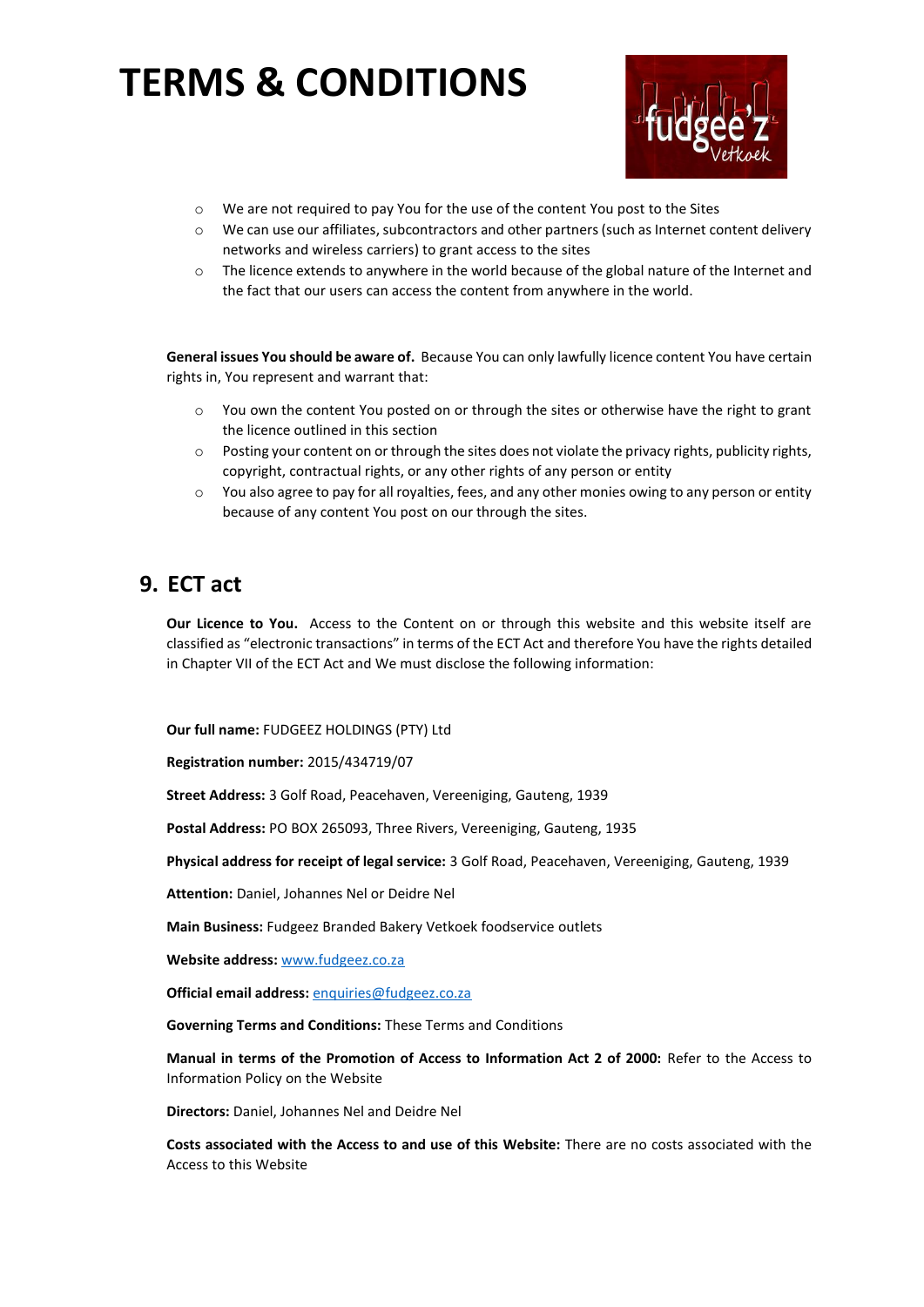- We are not required to pay You for the use of the content You post to the Sites
- We can use our affiliates, subcontractors and other partners (such as Internet content delivery networks and wireless carriers) to grant access to the sites
- The licence extends to anywhere in the world because of the global nature of the Internet and the fact that our users can access the content from anywhere in the world.

**General issues You should be aware of.** Because You can only lawfully licence content You have certain rights in, You represent and warrant that:

- You own the content You posted on or through the sites or otherwise have the right to grant the licence outlined in this section
- Posting your content on or through the sites does not violate the privacy rights, publicity rights, copyright, contractual rights, or any other rights of any person or entity
- You also agree to pay for all royalties, fees, and any other monies owing to any person or entity because of any content You post on our through the sites.

## 9. ECT act

**Our Licence to You.** Access to the Content on or through this website and this website itself are classified as "electronic transactions" in terms of the ECT Act and therefore You have the rights detailed in Chapter VII of the ECT Act and We must disclose the following information:

**Our full name:** FUDGEEZ HOLDINGS (PTY) Ltd

**Registration number:** 2015/434719/07

**Street Address:** 3 Golf Road, Peacehaven, Vereeniging, Gauteng, 1939

**Postal Address:** PO BOX 265093, Three Rivers, Vereeniging, Gauteng, 1935

**Physical address for receipt of legal service:** 3 Golf Road, Peacehaven, Vereeniging, Gauteng, 1939

**Attention:** Daniel, Johannes Nel or Deidre Nel

**Main Business:** Fudgeez Branded Bakery Vetkoek foodservice outlets

**Website address:** [www.fudgeez.co.za](www.fudgeez.co.za)

**Official email address:** [enquiries@fudgeez.co.za](mailto:enquiries@fudgeez.co.za)

**Governing Terms and Conditions:** These Terms and Conditions

**Manual in terms of the Promotion of Access to Information Act 2 of 2000:** Refer to the Access to Information Policy on the Website

**Directors:** Daniel, Johannes Nel and Deidre Nel

**Costs associated with the Access to and use of this Website:** There are no costs associated with the Access to this Website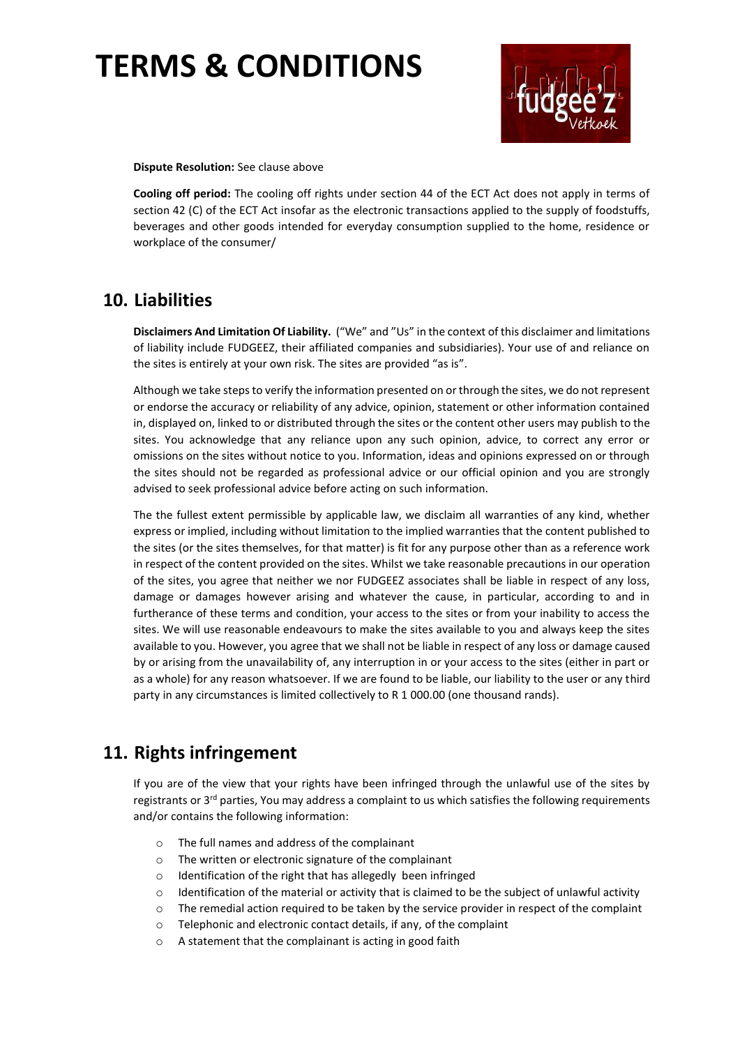# TERMS & CONDITIONS

**Dispute Resolution:** See clause above

**Cooling off period:** The cooling off rights under section 44 of the ECT Act does not apply in terms of section 42 (C) of the ECT Act insofar as the electronic transactions applied to the supply of foodstuffs, beverages and other goods intended for everyday consumption supplied to the home, residence or workplace of the consumer/

## 10. Liabilities

**Disclaimers And Limitation Of Liability.** ("We" and "Us" in the context of this disclaimer and limitations of liability include FUDGEEZ, their affiliated companies and subsidiaries). Your use of and reliance on the sites is entirely at your own risk. The sites are provided "as is".

Although we take steps to verify the information presented on or through the sites, we do not represent or endorse the accuracy or reliability of any advice, opinion, statement or other information contained in, displayed on, linked to or distributed through the sites or the content other users may publish to the sites. You acknowledge that any reliance upon any such opinion, advice, to correct any error or omissions on the sites without notice to you. Information, ideas and opinions expressed on or through the sites should not be regarded as professional advice or our official opinion and you are strongly advised to seek professional advice before acting on such information.

The the fullest extent permissible by applicable law, we disclaim all warranties of any kind, whether express or implied, including without limitation to the implied warranties that the content published to the sites (or the sites themselves, for that matter) is fit for any purpose other than as a reference work in respect of the content provided on the sites. Whilst we take reasonable precautions in our operation of the sites, you agree that neither we nor FUDGEEZ associates shall be liable in respect of any loss, damage or damages however arising and whatever the cause, in particular, according to and in furtherance of these terms and condition, your access to the sites or from your inability to access the sites. We will use reasonable endeavours to make the sites available to you and always keep the sites available to you. However, you agree that we shall not be liable in respect of any loss or damage caused by or arising from the unavailability of, any interruption in or your access to the sites (either in part or as a whole) for any reason whatsoever. If we are found to be liable, our liability to the user or any third party in any circumstances is limited collectively to R 1 000.00 (one thousand rands).

## 11. Rights infringement

If you are of the view that your rights have been infringed through the unlawful use of the sites by registrants or 3rd parties, You may address a complaint to us which satisfies the following requirements and/or contains the following information:

- The full names and address of the complainant
- The written or electronic signature of the complainant
- Identification of the right that has allegedly been infringed
- Identification of the material or activity that is claimed to be the subject of unlawful activity
- The remedial action required to be taken by the service provider in respect of the complaint
- Telephonic and electronic contact details, if any, of the complaint
- A statement that the complainant is acting in good faith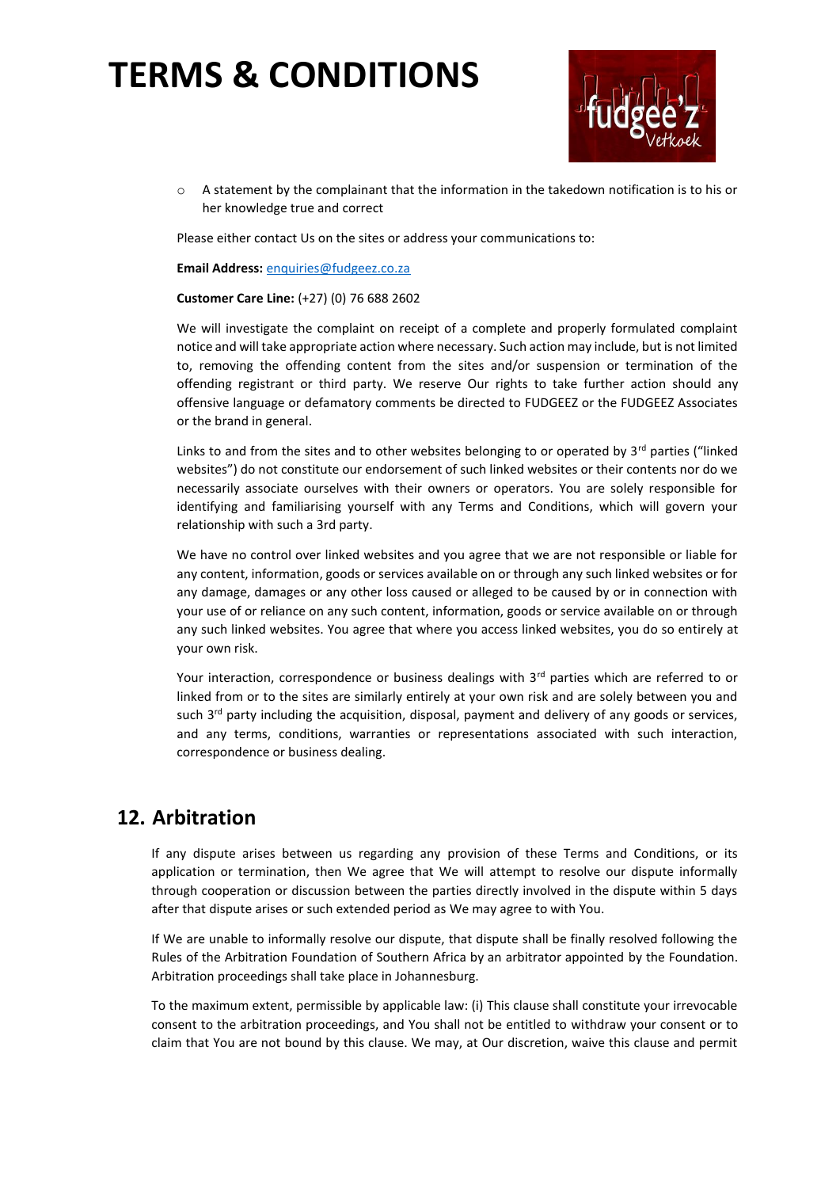- A statement by the complainant that the information in the takedown notification is to his or her knowledge true and correct

Please either contact Us on the sites or address your communications to:

**Email Address:** enquiries@fudgeez.co.za

**Customer Care Line:** (+27) (0) 76 688 2602

We will investigate the complaint on receipt of a complete and properly formulated complaint notice and will take appropriate action where necessary. Such action may include, but is not limited to, removing the offending content from the sites and/or suspension or termination of the offending registrant or third party. We reserve Our rights to take further action should any offensive language or defamatory comments be directed to FUDGEEZ or the FUDGEEZ Associates or the brand in general.

Links to and from the sites and to other websites belonging to or operated by 3rd parties ("linked websites") do not constitute our endorsement of such linked websites or their contents nor do we necessarily associate ourselves with their owners or operators. You are solely responsible for identifying and familiarising yourself with any Terms and Conditions, which will govern your relationship with such a 3rd party.

We have no control over linked websites and you agree that we are not responsible or liable for any content, information, goods or services available on or through any such linked websites or for any damage, damages or any other loss caused or alleged to be caused by or in connection with your use of or reliance on any such content, information, goods or service available on or through any such linked websites. You agree that where you access linked websites, you do so entirely at your own risk.

Your interaction, correspondence or business dealings with 3rd parties which are referred to or linked from or to the sites are similarly entirely at your own risk and are solely between you and such 3rd party including the acquisition, disposal, payment and delivery of any goods or services, and any terms, conditions, warranties or representations associated with such interaction, correspondence or business dealing.

## 12. Arbitration

If any dispute arises between us regarding any provision of these Terms and Conditions, or its application or termination, then We agree that We will attempt to resolve our dispute informally through cooperation or discussion between the parties directly involved in the dispute within 5 days after that dispute arises or such extended period as We may agree to with You.

If We are unable to informally resolve our dispute, that dispute shall be finally resolved following the Rules of the Arbitration Foundation of Southern Africa by an arbitrator appointed by the Foundation. Arbitration proceedings shall take place in Johannesburg.

To the maximum extent, permissible by applicable law: (i) This clause shall constitute your irrevocable consent to the arbitration proceedings, and You shall not be entitled to withdraw your consent or to claim that You are not bound by this clause. We may, at Our discretion, waive this clause and permit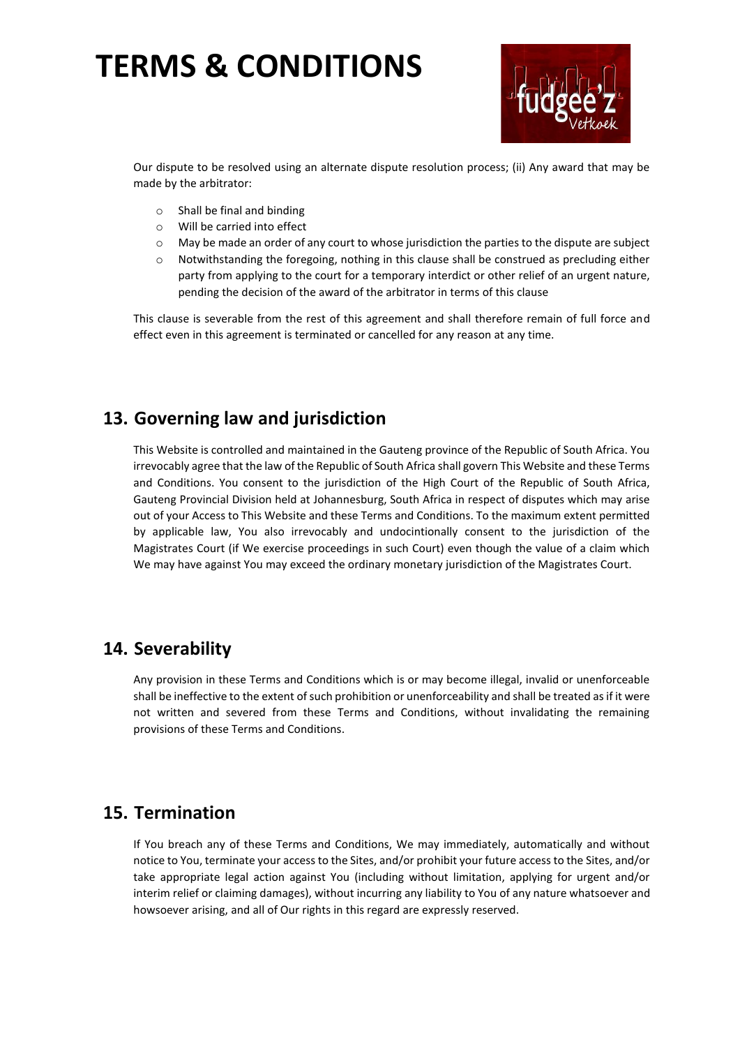# TERMS & CONDITIONS

Our dispute to be resolved using an alternate dispute resolution process; (ii) Any award that may be made by the arbitrator:

- Shall be final and binding
- Will be carried into effect
- May be made an order of any court to whose jurisdiction the parties to the dispute are subject
- Notwithstanding the foregoing, nothing in this clause shall be construed as precluding either party from applying to the court for a temporary interdict or other relief of an urgent nature, pending the decision of the award of the arbitrator in terms of this clause

This clause is severable from the rest of this agreement and shall therefore remain of full force and effect even in this agreement is terminated or cancelled for any reason at any time.

## 13. Governing law and jurisdiction

This Website is controlled and maintained in the Gauteng province of the Republic of South Africa. You irrevocably agree that the law of the Republic of South Africa shall govern This Website and these Terms and Conditions. You consent to the jurisdiction of the High Court of the Republic of South Africa, Gauteng Provincial Division held at Johannesburg, South Africa in respect of disputes which may arise out of your Access to This Website and these Terms and Conditions. To the maximum extent permitted by applicable law, You also irrevocably and undocintionally consent to the jurisdiction of the Magistrates Court (if We exercise proceedings in such Court) even though the value of a claim which We may have against You may exceed the ordinary monetary jurisdiction of the Magistrates Court.

## 14. Severability

Any provision in these Terms and Conditions which is or may become illegal, invalid or unenforceable shall be ineffective to the extent of such prohibition or unenforceability and shall be treated as if it were not written and severed from these Terms and Conditions, without invalidating the remaining provisions of these Terms and Conditions.

## 15. Termination

If You breach any of these Terms and Conditions, We may immediately, automatically and without notice to You, terminate your access to the Sites, and/or prohibit your future access to the Sites, and/or take appropriate legal action against You (including without limitation, applying for urgent and/or interim relief or claiming damages), without incurring any liability to You of any nature whatsoever and howsoever arising, and all of Our rights in this regard are expressly reserved.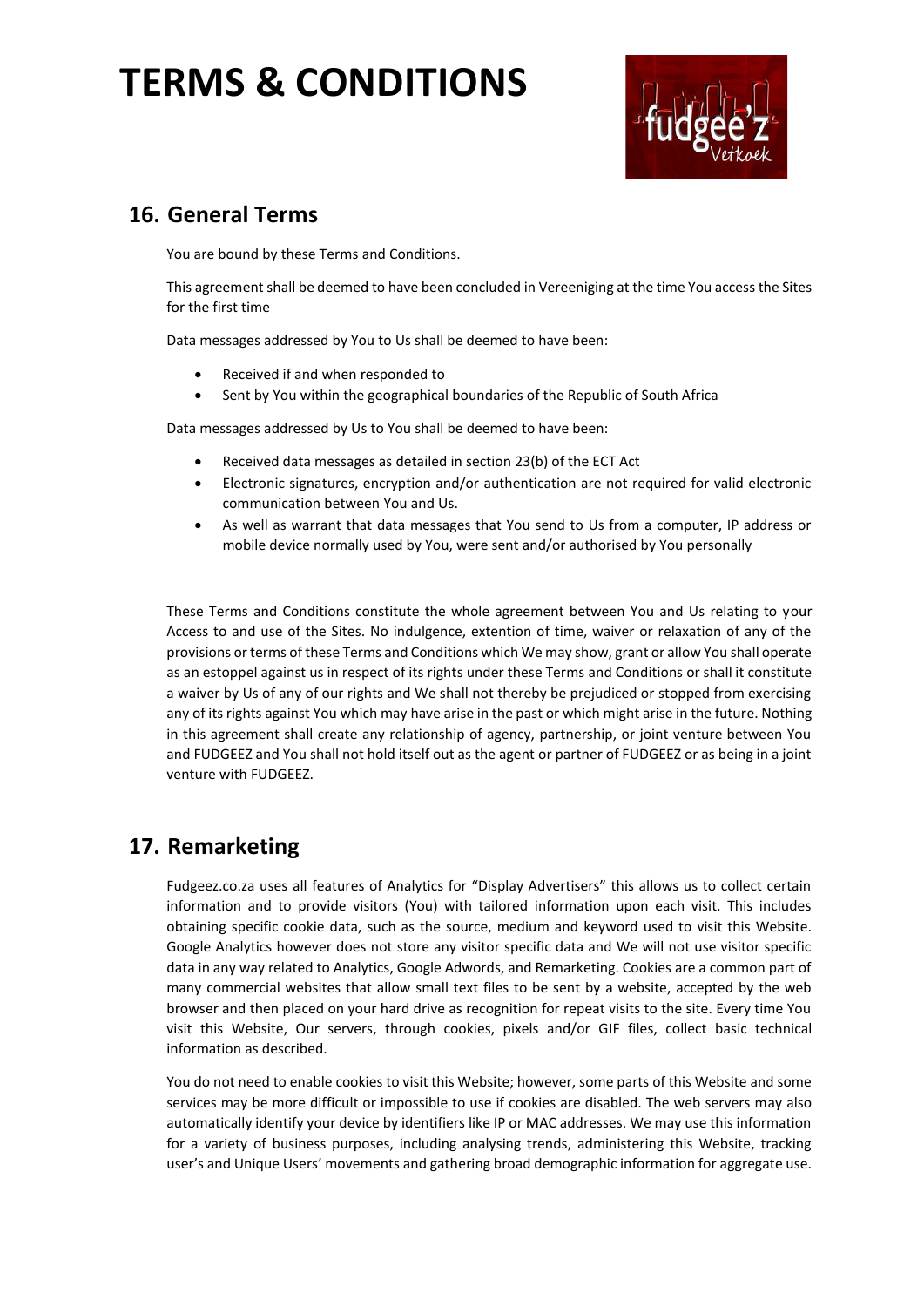# TERMS & CONDITIONS

## 16. General Terms

You are bound by these Terms and Conditions.

This agreement shall be deemed to have been concluded in Vereeniging at the time You access the Sites for the first time

Data messages addressed by You to Us shall be deemed to have been:

- Received if and when responded to
- Sent by You within the geographical boundaries of the Republic of South Africa

Data messages addressed by Us to You shall be deemed to have been:

- Received data messages as detailed in section 23(b) of the ECT Act
- Electronic signatures, encryption and/or authentication are not required for valid electronic communication between You and Us.
- As well as warrant that data messages that You send to Us from a computer, IP address or mobile device normally used by You, were sent and/or authorised by You personally

These Terms and Conditions constitute the whole agreement between You and Us relating to your Access to and use of the Sites. No indulgence, extention of time, waiver or relaxation of any of the provisions or terms of these Terms and Conditions which We may show, grant or allow You shall operate as an estoppel against us in respect of its rights under these Terms and Conditions or shall it constitute a waiver by Us of any of our rights and We shall not thereby be prejudiced or stopped from exercising any of its rights against You which may have arise in the past or which might arise in the future. Nothing in this agreement shall create any relationship of agency, partnership, or joint venture between You and FUDGEEZ and You shall not hold itself out as the agent or partner of FUDGEEZ or as being in a joint venture with FUDGEEZ.

## 17. Remarketing

Fudgeez.co.za uses all features of Analytics for "Display Advertisers" this allows us to collect certain information and to provide visitors (You) with tailored information upon each visit. This includes obtaining specific cookie data, such as the source, medium and keyword used to visit this Website. Google Analytics however does not store any visitor specific data and We will not use visitor specific data in any way related to Analytics, Google Adwords, and Remarketing. Cookies are a common part of many commercial websites that allow small text files to be sent by a website, accepted by the web browser and then placed on your hard drive as recognition for repeat visits to the site. Every time You visit this Website, Our servers, through cookies, pixels and/or GIF files, collect basic technical information as described.

You do not need to enable cookies to visit this Website; however, some parts of this Website and some services may be more difficult or impossible to use if cookies are disabled. The web servers may also automatically identify your device by identifiers like IP or MAC addresses. We may use this information for a variety of business purposes, including analysing trends, administering this Website, tracking user's and Unique Users' movements and gathering broad demographic information for aggregate use.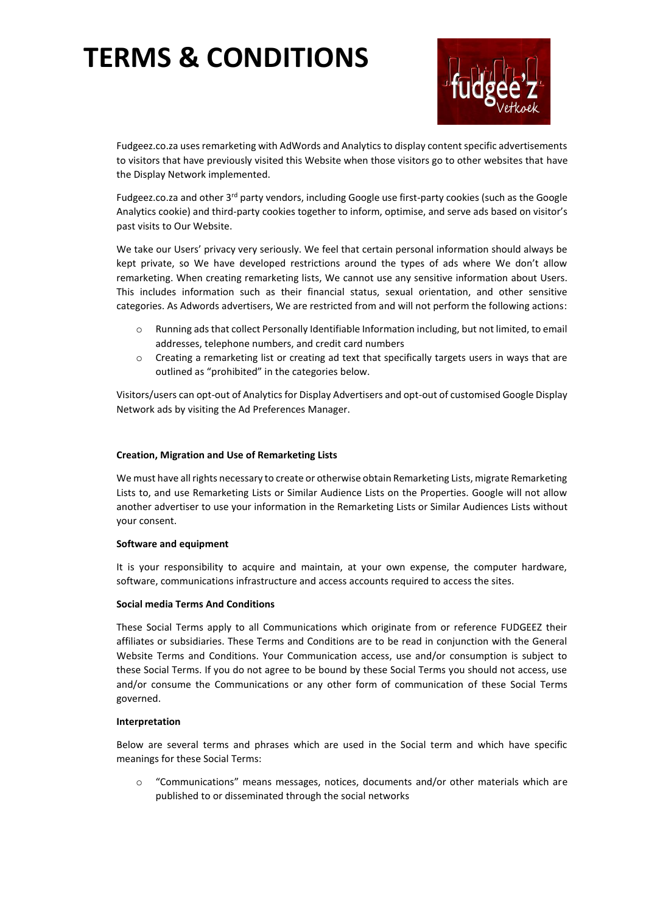# TERMS & CONDITIONS

Fudgeez.co.za uses remarketing with AdWords and Analytics to display content specific advertisements to visitors that have previously visited this Website when those visitors go to other websites that have the Display Network implemented.

Fudgeez.co.za and other 3rd party vendors, including Google use first-party cookies (such as the Google Analytics cookie) and third-party cookies together to inform, optimise, and serve ads based on visitor's past visits to Our Website.

We take our Users' privacy very seriously. We feel that certain personal information should always be kept private, so We have developed restrictions around the types of ads where We don't allow remarketing. When creating remarketing lists, We cannot use any sensitive information about Users. This includes information such as their financial status, sexual orientation, and other sensitive categories. As Adwords advertisers, We are restricted from and will not perform the following actions:

- Running ads that collect Personally Identifiable Information including, but not limited, to email addresses, telephone numbers, and credit card numbers
- Creating a remarketing list or creating ad text that specifically targets users in ways that are outlined as "prohibited" in the categories below.

Visitors/users can opt-out of Analytics for Display Advertisers and opt-out of customised Google Display Network ads by visiting the Ad Preferences Manager.

**Creation, Migration and Use of Remarketing Lists**

We must have all rights necessary to create or otherwise obtain Remarketing Lists, migrate Remarketing Lists to, and use Remarketing Lists or Similar Audience Lists on the Properties. Google will not allow another advertiser to use your information in the Remarketing Lists or Similar Audiences Lists without your consent.

**Software and equipment**

It is your responsibility to acquire and maintain, at your own expense, the computer hardware, software, communications infrastructure and access accounts required to access the sites.

**Social media Terms And Conditions**

These Social Terms apply to all Communications which originate from or reference FUDGEEZ their affiliates or subsidiaries. These Terms and Conditions are to be read in conjunction with the General Website Terms and Conditions. Your Communication access, use and/or consumption is subject to these Social Terms. If you do not agree to be bound by these Social Terms you should not access, use and/or consume the Communications or any other form of communication of these Social Terms governed.

**Interpretation**

Below are several terms and phrases which are used in the Social term and which have specific meanings for these Social Terms:

- "Communications" means messages, notices, documents and/or other materials which are published to or disseminated through the social networks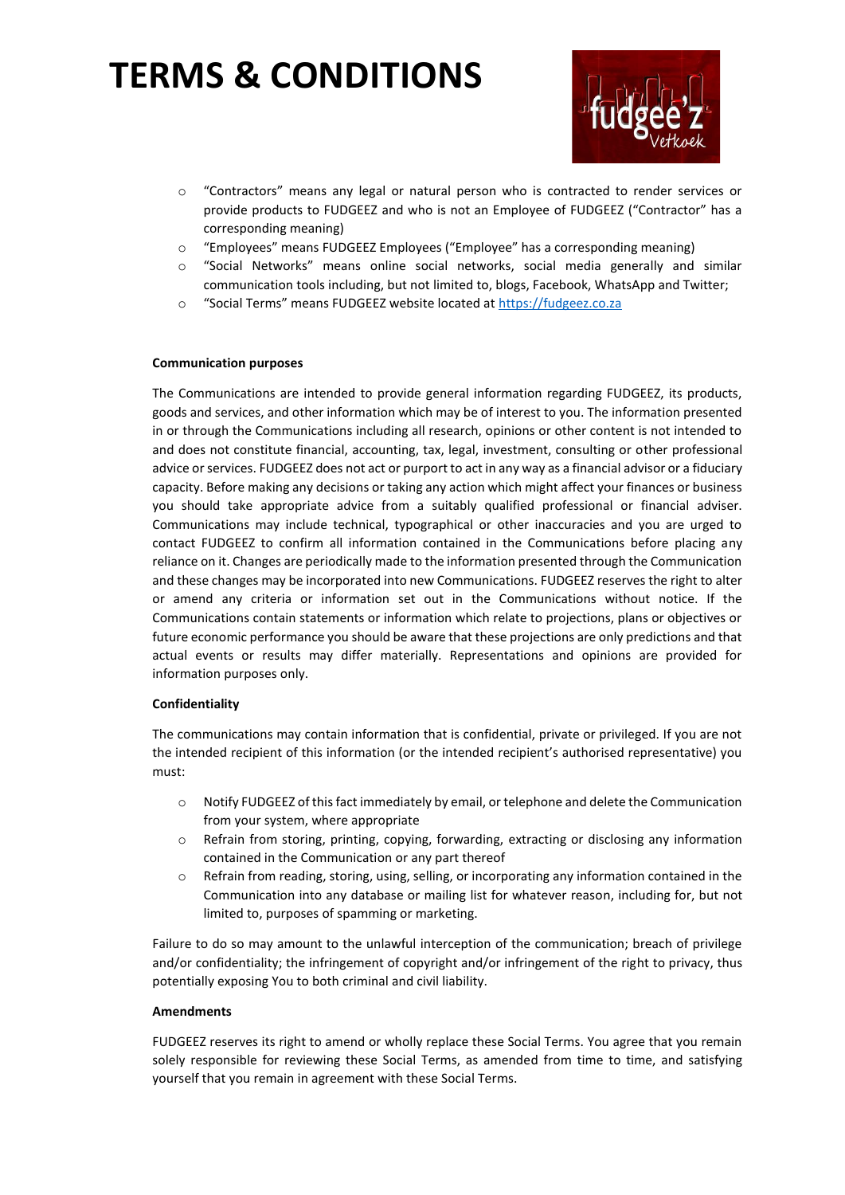# TERMS & CONDITIONS

- "Contractors" means any legal or natural person who is contracted to render services or provide products to FUDGEEZ and who is not an Employee of FUDGEEZ ("Contractor" has a corresponding meaning)
- "Employees" means FUDGEEZ Employees ("Employee" has a corresponding meaning)
- "Social Networks" means online social networks, social media generally and similar communication tools including, but not limited to, blogs, Facebook, WhatsApp and Twitter;
- "Social Terms" means FUDGEEZ website located at [https://fudgeez.co.za](https://fudgeez.co.za)

**Communication purposes**

The Communications are intended to provide general information regarding FUDGEEZ, its products, goods and services, and other information which may be of interest to you. The information presented in or through the Communications including all research, opinions or other content is not intended to and does not constitute financial, accounting, tax, legal, investment, consulting or other professional advice or services. FUDGEEZ does not act or purport to act in any way as a financial advisor or a fiduciary capacity. Before making any decisions or taking any action which might affect your finances or business you should take appropriate advice from a suitably qualified professional or financial adviser. Communications may include technical, typographical or other inaccuracies and you are urged to contact FUDGEEZ to confirm all information contained in the Communications before placing any reliance on it. Changes are periodically made to the information presented through the Communication and these changes may be incorporated into new Communications. FUDGEEZ reserves the right to alter or amend any criteria or information set out in the Communications without notice. If the Communications contain statements or information which relate to projections, plans or objectives or future economic performance you should be aware that these projections are only predictions and that actual events or results may differ materially. Representations and opinions are provided for information purposes only.

**Confidentiality**

The communications may contain information that is confidential, private or privileged. If you are not the intended recipient of this information (or the intended recipient's authorised representative) you must:

- Notify FUDGEEZ of this fact immediately by email, or telephone and delete the Communication from your system, where appropriate
- Refrain from storing, printing, copying, forwarding, extracting or disclosing any information contained in the Communication or any part thereof
- Refrain from reading, storing, using, selling, or incorporating any information contained in the Communication into any database or mailing list for whatever reason, including for, but not limited to, purposes of spamming or marketing.

Failure to do so may amount to the unlawful interception of the communication; breach of privilege and/or confidentiality; the infringement of copyright and/or infringement of the right to privacy, thus potentially exposing You to both criminal and civil liability.

**Amendments**

FUDGEEZ reserves its right to amend or wholly replace these Social Terms. You agree that you remain solely responsible for reviewing these Social Terms, as amended from time to time, and satisfying yourself that you remain in agreement with these Social Terms.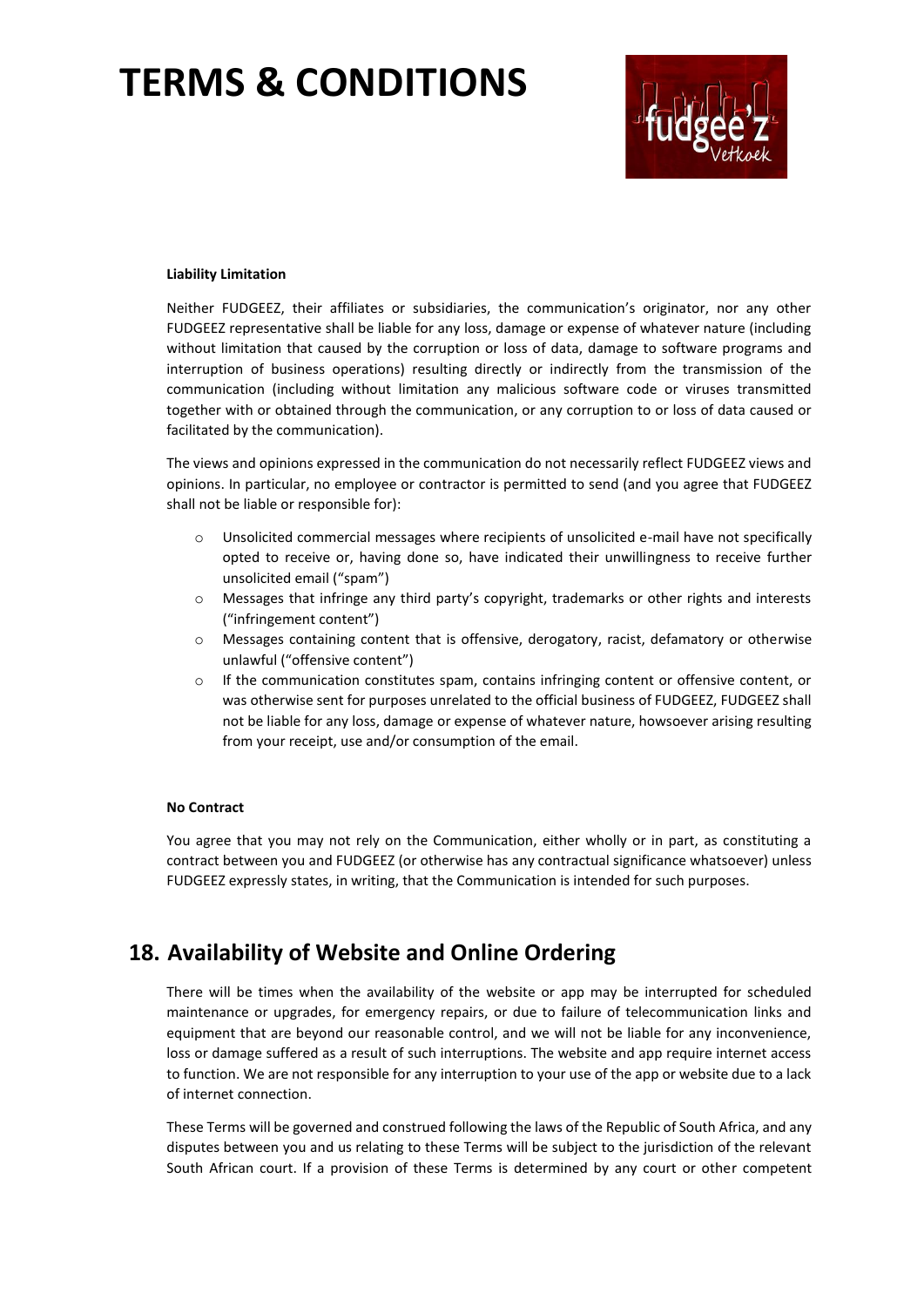**Liability Limitation**

Neither FUDGEEZ, their affiliates or subsidiaries, the communication's originator, nor any other FUDGEEZ representative shall be liable for any loss, damage or expense of whatever nature (including without limitation that caused by the corruption or loss of data, damage to software programs and interruption of business operations) resulting directly or indirectly from the transmission of the communication (including without limitation any malicious software code or viruses transmitted together with or obtained through the communication, or any corruption to or loss of data caused or facilitated by the communication).

The views and opinions expressed in the communication do not necessarily reflect FUDGEEZ views and opinions. In particular, no employee or contractor is permitted to send (and you agree that FUDGEEZ shall not be liable or responsible for):

- Unsolicited commercial messages where recipients of unsolicited e-mail have not specifically opted to receive or, having done so, have indicated their unwillingness to receive further unsolicited email ("spam")
- Messages that infringe any third party's copyright, trademarks or other rights and interests ("infringement content")
- Messages containing content that is offensive, derogatory, racist, defamatory or otherwise unlawful ("offensive content")
- If the communication constitutes spam, contains infringing content or offensive content, or was otherwise sent for purposes unrelated to the official business of FUDGEEZ, FUDGEEZ shall not be liable for any loss, damage or expense of whatever nature, howsoever arising resulting from your receipt, use and/or consumption of the email.

**No Contract**

You agree that you may not rely on the Communication, either wholly or in part, as constituting a contract between you and FUDGEEZ (or otherwise has any contractual significance whatsoever) unless FUDGEEZ expressly states, in writing, that the Communication is intended for such purposes.

## 18. Availability of Website and Online Ordering

There will be times when the availability of the website or app may be interrupted for scheduled maintenance or upgrades, for emergency repairs, or due to failure of telecommunication links and equipment that are beyond our reasonable control, and we will not be liable for any inconvenience, loss or damage suffered as a result of such interruptions. The website and app require internet access to function. We are not responsible for any interruption to your use of the app or website due to a lack of internet connection.

These Terms will be governed and construed following the laws of the Republic of South Africa, and any disputes between you and us relating to these Terms will be subject to the jurisdiction of the relevant South African court. If a provision of these Terms is determined by any court or other competent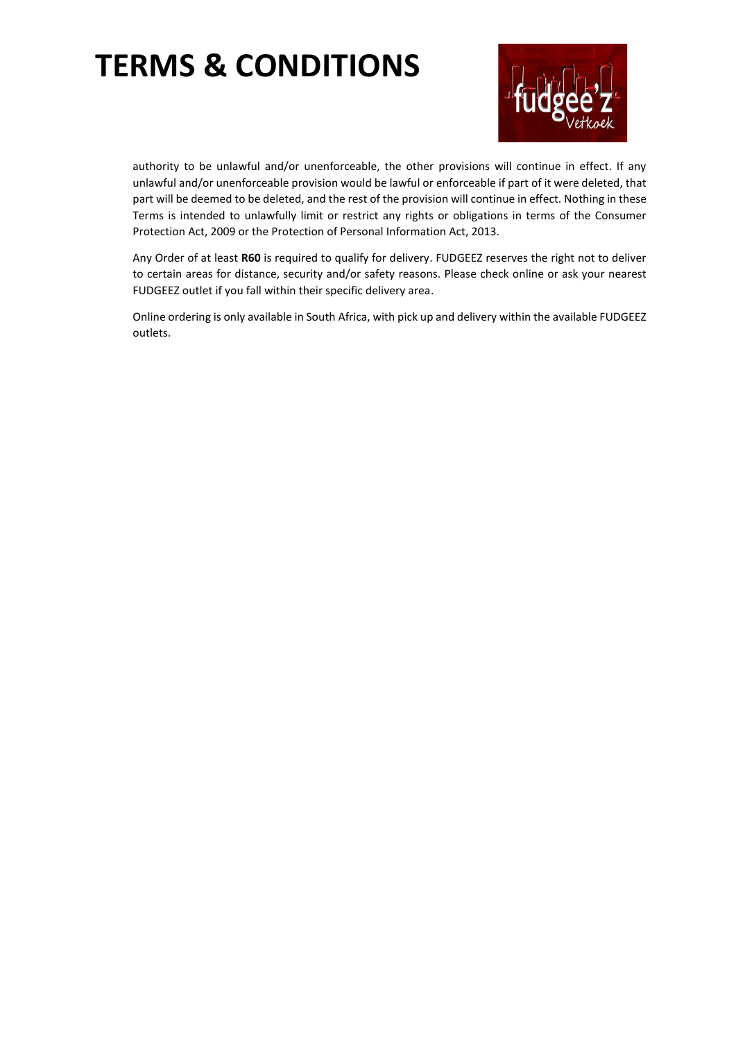# TERMS & CONDITIONS

authority to be unlawful and/or unenforceable, the other provisions will continue in effect. If any unlawful and/or unenforceable provision would be lawful or enforceable if part of it were deleted, that part will be deemed to be deleted, and the rest of the provision will continue in effect. Nothing in these Terms is intended to unlawfully limit or restrict any rights or obligations in terms of the Consumer Protection Act, 2009 or the Protection of Personal Information Act, 2013.

Any Order of at least **R60** is required to qualify for delivery. FUDGEEZ reserves the right not to deliver to certain areas for distance, security and/or safety reasons. Please check online or ask your nearest FUDGEEZ outlet if you fall within their specific delivery area.

Online ordering is only available in South Africa, with pick up and delivery within the available FUDGEEZ outlets.